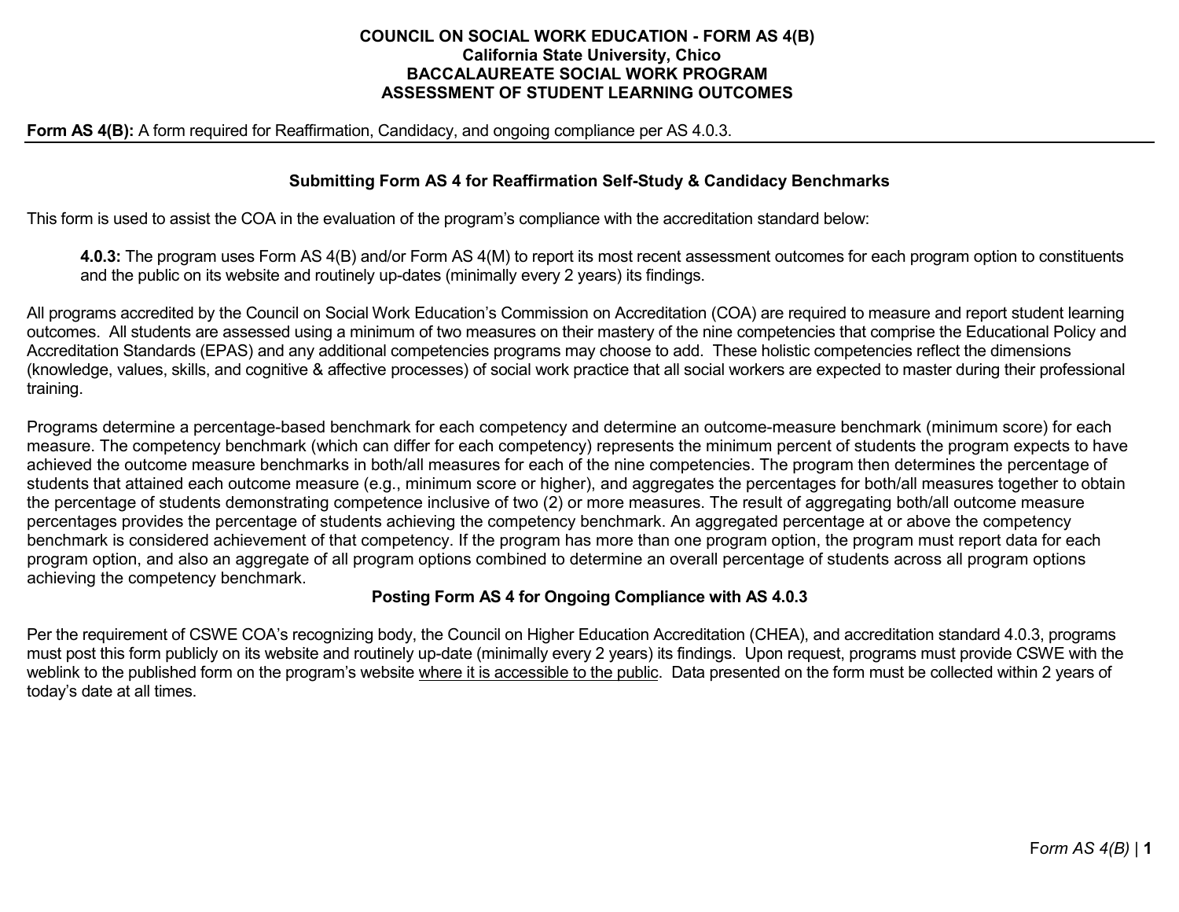# COUNCIL ON SOCIAL WORK EDUCATION - FORM AS 4(B)
## California State University, Chico
## BACCALAUREATE SOCIAL WORK PROGRAM
## ASSESSMENT OF STUDENT LEARNING OUTCOMES

**Form AS 4(B):** A form required for Reaffirmation, Candidacy, and ongoing compliance per AS 4.0.3.

---

### Submitting Form AS 4 for Reaffirmation Self-Study & Candidacy Benchmarks

This form is used to assist the COA in the evaluation of the program's compliance with the accreditation standard below:

> **4.0.3:** The program uses Form AS 4(B) and/or Form AS 4(M) to report its most recent assessment outcomes for each program option to constituents and the public on its website and routinely up-dates (minimally every 2 years) its findings.

All programs accredited by the Council on Social Work Education's Commission on Accreditation (COA) are required to measure and report student learning outcomes. All students are assessed using a minimum of two measures on their mastery of the nine competencies that comprise the Educational Policy and Accreditation Standards (EPAS) and any additional competencies programs may choose to add. These holistic competencies reflect the dimensions (knowledge, values, skills, and cognitive & affective processes) of social work practice that all social workers are expected to master during their professional training.

Programs determine a percentage-based benchmark for each competency and determine an outcome-measure benchmark (minimum score) for each measure. The competency benchmark (which can differ for each competency) represents the minimum percent of students the program expects to have achieved the outcome measure benchmarks in both/all measures for each of the nine competencies. The program then determines the percentage of students that attained each outcome measure (e.g., minimum score or higher), and aggregates the percentages for both/all measures together to obtain the percentage of students demonstrating competence inclusive of two (2) or more measures. The result of aggregating both/all outcome measure percentages provides the percentage of students achieving the competency benchmark. An aggregated percentage at or above the competency benchmark is considered achievement of that competency. If the program has more than one program option, the program must report data for each program option, and also an aggregate of all program options combined to determine an overall percentage of students across all program options achieving the competency benchmark.

### Posting Form AS 4 for Ongoing Compliance with AS 4.0.3

Per the requirement of CSWE COA's recognizing body, the Council on Higher Education Accreditation (CHEA), and accreditation standard 4.0.3, programs must post this form publicly on its website and routinely up-date (minimally every 2 years) its findings. Upon request, programs must provide CSWE with the weblink to the published form on the program's website where it is accessible to the public. Data presented on the form must be collected within 2 years of today's date at all times.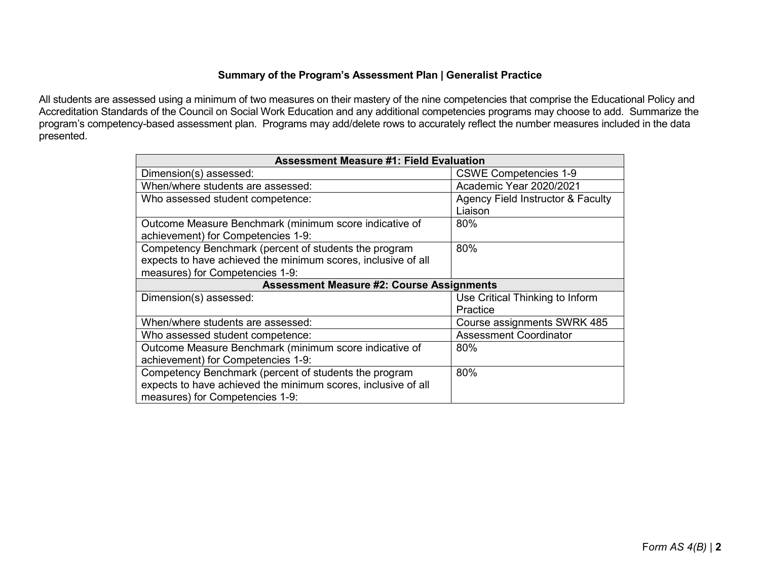### Summary of the Program's Assessment Plan | Generalist Practice

All students are assessed using a minimum of two measures on their mastery of the nine competencies that comprise the Educational Policy and Accreditation Standards of the Council on Social Work Education and any additional competencies programs may choose to add. Summarize the program's competency-based assessment plan. Programs may add/delete rows to accurately reflect the number measures included in the data presented.

| **Assessment Measure #1: Field Evaluation** | |
|---|---|
| Dimension(s) assessed: | CSWE Competencies 1-9 |
| When/where students are assessed: | Academic Year 2020/2021 |
| Who assessed student competence: | Agency Field Instructor & Faculty Liaison |
| Outcome Measure Benchmark (minimum score indicative of achievement) for Competencies 1-9: | 80% |
| Competency Benchmark (percent of students the program expects to have achieved the minimum scores, inclusive of all measures) for Competencies 1-9: | 80% |
| **Assessment Measure #2: Course Assignments** | |
| Dimension(s) assessed: | Use Critical Thinking to Inform Practice |
| When/where students are assessed: | Course assignments SWRK 485 |
| Who assessed student competence: | Assessment Coordinator |
| Outcome Measure Benchmark (minimum score indicative of achievement) for Competencies 1-9: | 80% |
| Competency Benchmark (percent of students the program expects to have achieved the minimum scores, inclusive of all measures) for Competencies 1-9: | 80% |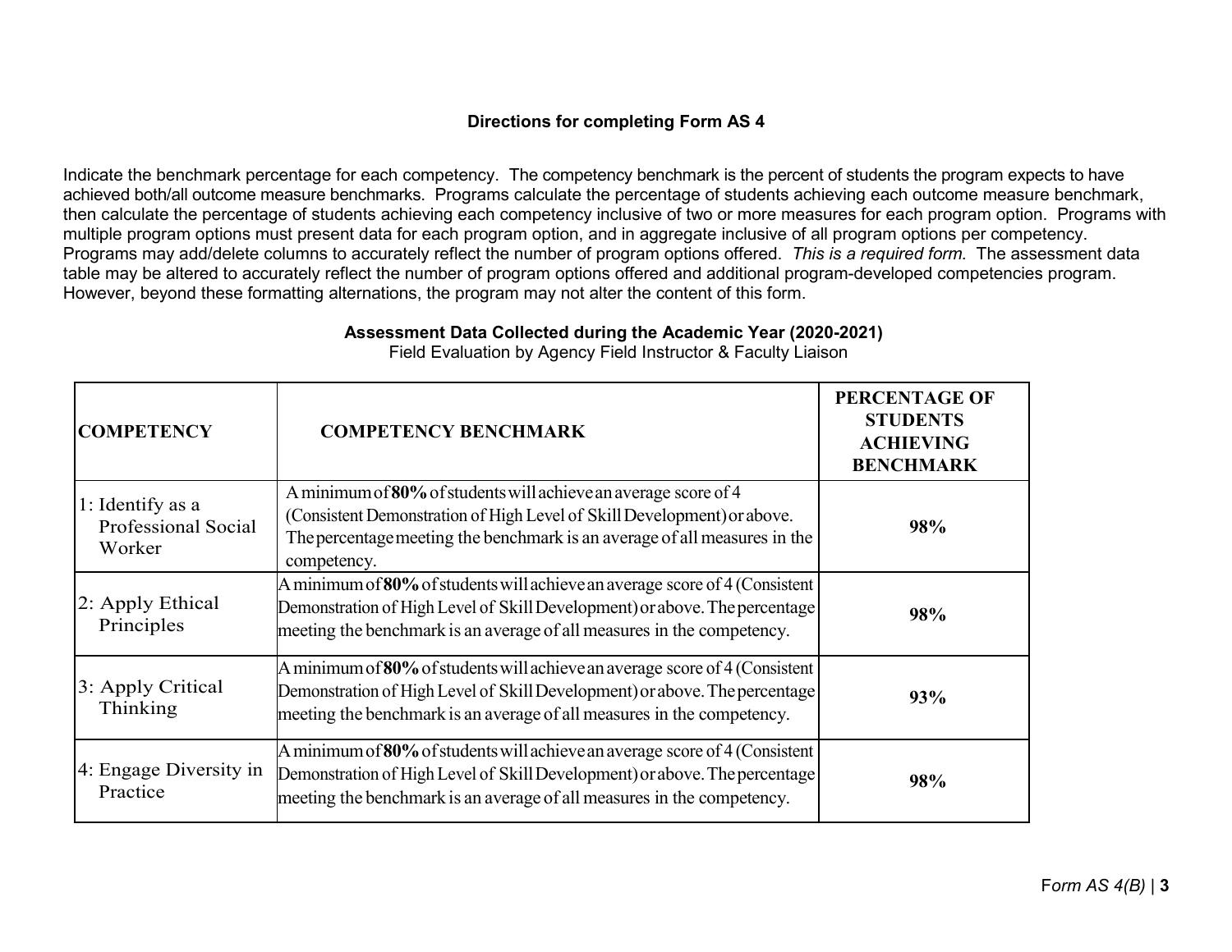**Directions for completing Form AS 4**

Indicate the benchmark percentage for each competency. The competency benchmark is the percent of students the program expects to have achieved both/all outcome measure benchmarks. Programs calculate the percentage of students achieving each outcome measure benchmark, then calculate the percentage of students achieving each competency inclusive of two or more measures for each program option. Programs with multiple program options must present data for each program option, and in aggregate inclusive of all program options per competency. Programs may add/delete columns to accurately reflect the number of program options offered. *This is a required form.* The assessment data table may be altered to accurately reflect the number of program options offered and additional program-developed competencies program. However, beyond these formatting alternations, the program may not alter the content of this form.

**Assessment Data Collected during the Academic Year (2020-2021)**
Field Evaluation by Agency Field Instructor & Faculty Liaison

| COMPETENCY | COMPETENCY BENCHMARK | PERCENTAGE OF STUDENTS ACHIEVING BENCHMARK |
|---|---|---|
| 1: Identify as a Professional Social Worker | A minimum of **80%** of students will achieve an average score of 4 (Consistent Demonstration of High Level of Skill Development) or above. The percentage meeting the benchmark is an average of all measures in the competency. | **98%** |
| 2: Apply Ethical Principles | A minimum of **80%** of students will achieve an average score of 4 (Consistent Demonstration of High Level of Skill Development) or above. The percentage meeting the benchmark is an average of all measures in the competency. | **98%** |
| 3: Apply Critical Thinking | A minimum of **80%** of students will achieve an average score of 4 (Consistent Demonstration of High Level of Skill Development) or above. The percentage meeting the benchmark is an average of all measures in the competency. | **93%** |
| 4: Engage Diversity in Practice | A minimum of **80%** of students will achieve an average score of 4 (Consistent Demonstration of High Level of Skill Development) or above. The percentage meeting the benchmark is an average of all measures in the competency. | **98%** |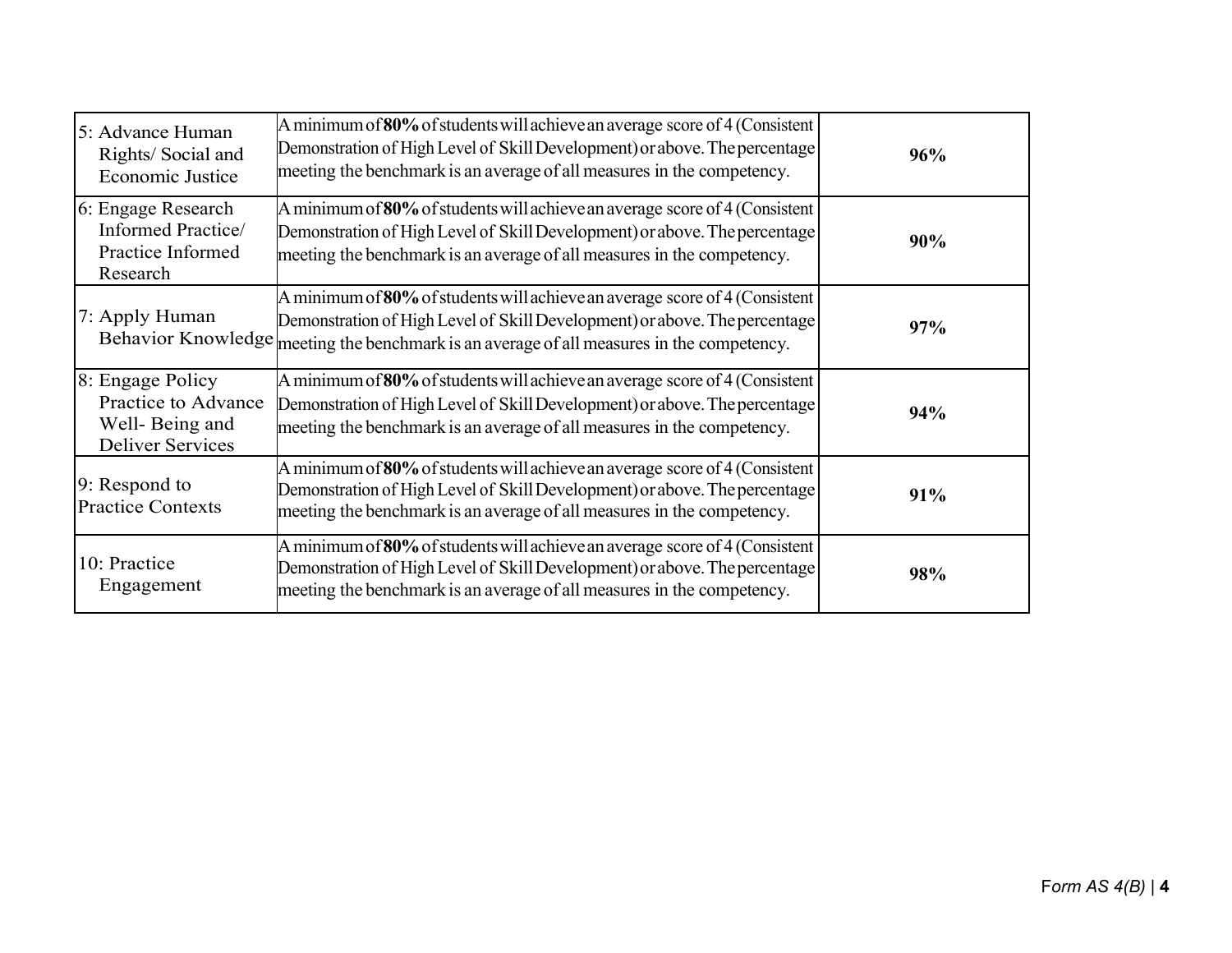| | | |
|---|---|---|
| 5: Advance Human Rights/ Social and Economic Justice | A minimum of **80%** of students will achieve an average score of 4 (Consistent Demonstration of High Level of Skill Development) or above. The percentage meeting the benchmark is an average of all measures in the competency. | **96%** |
| 6: Engage Research Informed Practice/ Practice Informed Research | A minimum of **80%** of students will achieve an average score of 4 (Consistent Demonstration of High Level of Skill Development) or above. The percentage meeting the benchmark is an average of all measures in the competency. | **90%** |
| 7: Apply Human Behavior Knowledge | A minimum of **80%** of students will achieve an average score of 4 (Consistent Demonstration of High Level of Skill Development) or above. The percentage meeting the benchmark is an average of all measures in the competency. | **97%** |
| 8: Engage Policy Practice to Advance Well- Being and Deliver Services | A minimum of **80%** of students will achieve an average score of 4 (Consistent Demonstration of High Level of Skill Development) or above. The percentage meeting the benchmark is an average of all measures in the competency. | **94%** |
| 9: Respond to Practice Contexts | A minimum of **80%** of students will achieve an average score of 4 (Consistent Demonstration of High Level of Skill Development) or above. The percentage meeting the benchmark is an average of all measures in the competency. | **91%** |
| 10: Practice Engagement | A minimum of **80%** of students will achieve an average score of 4 (Consistent Demonstration of High Level of Skill Development) or above. The percentage meeting the benchmark is an average of all measures in the competency. | **98%** |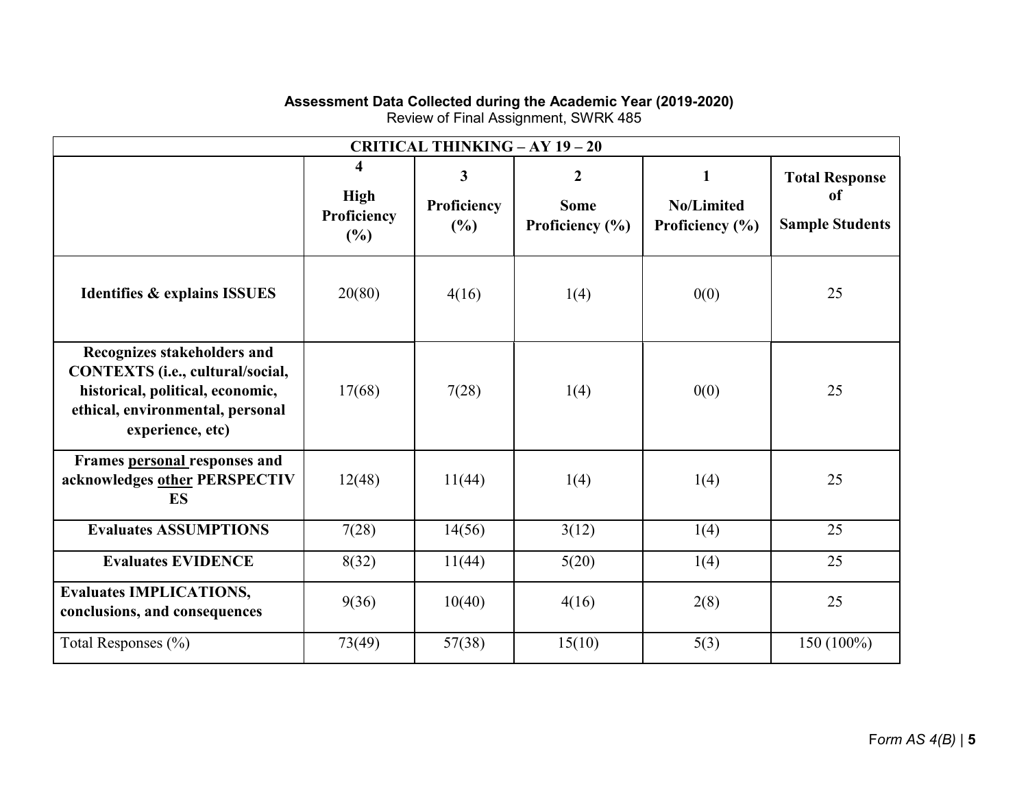**Assessment Data Collected during the Academic Year (2019-2020)**
Review of Final Assignment, SWRK 485

| CRITICAL THINKING – AY 19 – 20 | | | | | |
|---|---|---|---|---|---|
| | **4**<br>**High Proficiency (%)** | **3**<br>**Proficiency (%)** | **2**<br>**Some Proficiency (%)** | **1**<br>**No/Limited Proficiency (%)** | **Total Response of Sample Students** |
| **Identifies & explains ISSUES** | 20(80) | 4(16) | 1(4) | 0(0) | 25 |
| **Recognizes stakeholders and CONTEXTS (i.e., cultural/social, historical, political, economic, ethical, environmental, personal experience, etc)** | 17(68) | 7(28) | 1(4) | 0(0) | 25 |
| **Frames <u>personal</u> responses and acknowledges <u>other</u> PERSPECTIVES** | 12(48) | 11(44) | 1(4) | 1(4) | 25 |
| **Evaluates ASSUMPTIONS** | 7(28) | 14(56) | 3(12) | 1(4) | 25 |
| **Evaluates EVIDENCE** | 8(32) | 11(44) | 5(20) | 1(4) | 25 |
| **Evaluates IMPLICATIONS, conclusions, and consequences** | 9(36) | 10(40) | 4(16) | 2(8) | 25 |
| Total Responses (%) | 73(49) | 57(38) | 15(10) | 5(3) | 150 (100%) |